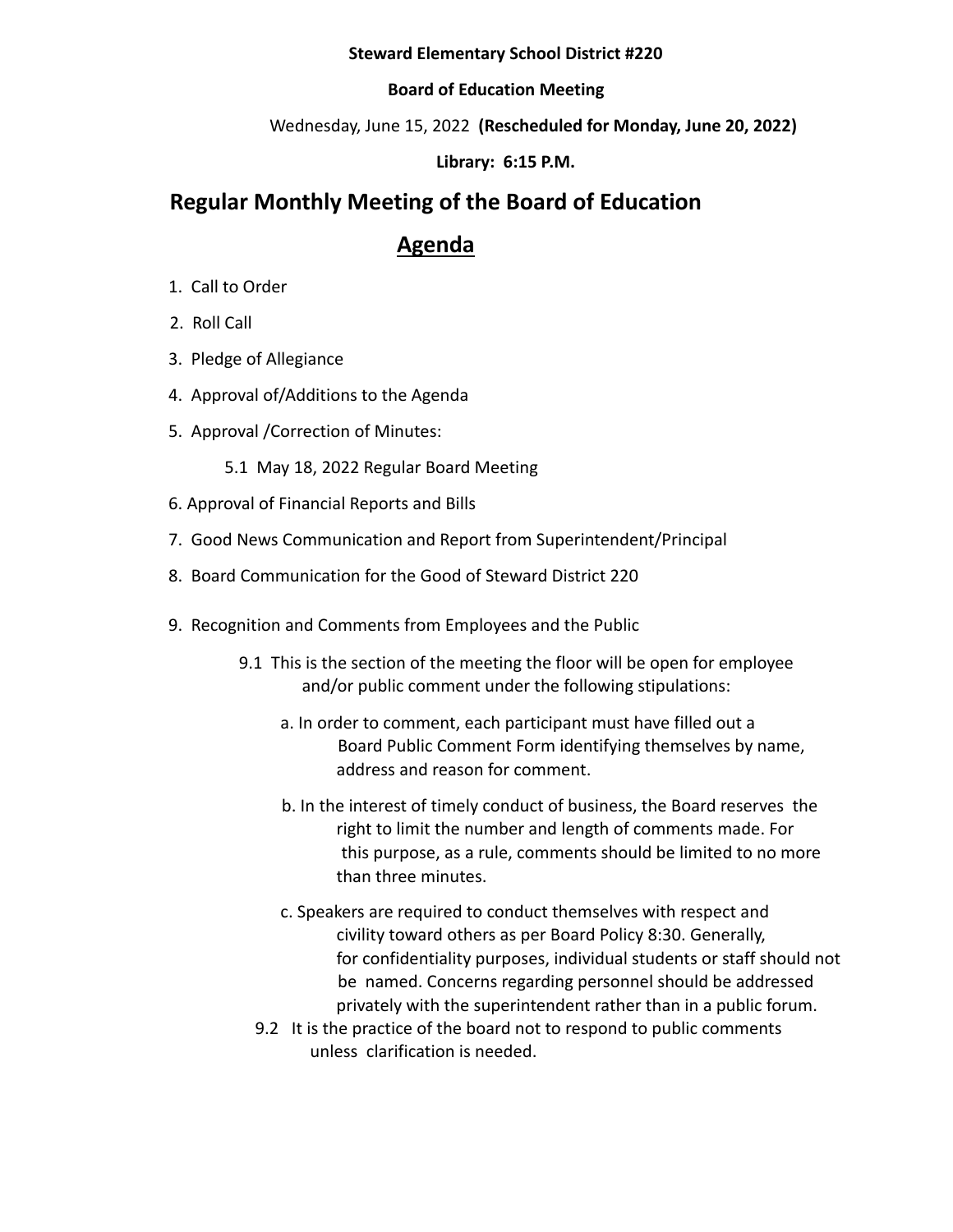**Steward Elementary School District #220**

**Board of Education Meeting**

Wednesday, June 15, 2022 **(Rescheduled for Monday, June 20, 2022)**

**Library: 6:15 P.M.**

# Regular Monthly Meeting of the Board of Education

## Agenda

1. Call to Order
2. Roll Call
3. Pledge of Allegiance
4. Approval of/Additions to the Agenda
5. Approval /Correction of Minutes:
    - 5.1 May 18, 2022 Regular Board Meeting
6. Approval of Financial Reports and Bills
7. Good News Communication and Report from Superintendent/Principal
8. Board Communication for the Good of Steward District 220
9. Recognition and Comments from Employees and the Public
    - 9.1 This is the section of the meeting the floor will be open for employee and/or public comment under the following stipulations:
        - a. In order to comment, each participant must have filled out a Board Public Comment Form identifying themselves by name, address and reason for comment.
        - b. In the interest of timely conduct of business, the Board reserves the right to limit the number and length of comments made. For this purpose, as a rule, comments should be limited to no more than three minutes.
        - c. Speakers are required to conduct themselves with respect and civility toward others as per Board Policy 8:30. Generally, for confidentiality purposes, individual students or staff should not be named. Concerns regarding personnel should be addressed privately with the superintendent rather than in a public forum.
    - 9.2 It is the practice of the board not to respond to public comments unless clarification is needed.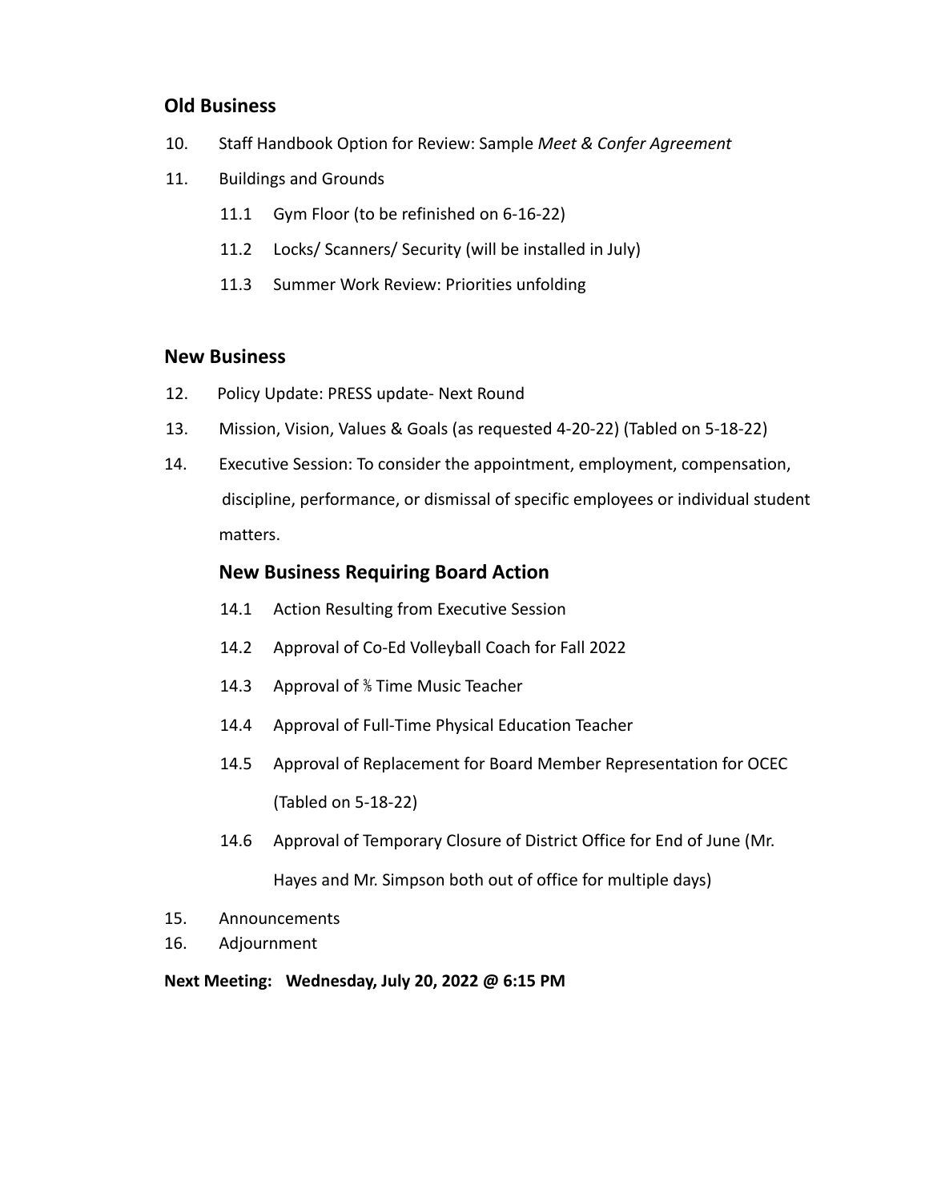## Old Business

10. Staff Handbook Option for Review: Sample *Meet & Confer Agreement*
11. Buildings and Grounds
    - 11.1 Gym Floor (to be refinished on 6-16-22)
    - 11.2 Locks/ Scanners/ Security (will be installed in July)
    - 11.3 Summer Work Review: Priorities unfolding

## New Business

12. Policy Update: PRESS update- Next Round
13. Mission, Vision, Values & Goals (as requested 4-20-22) (Tabled on 5-18-22)
14. Executive Session: To consider the appointment, employment, compensation, discipline, performance, or dismissal of specific employees or individual student matters.

### New Business Requiring Board Action

- 14.1 Action Resulting from Executive Session
- 14.2 Approval of Co-Ed Volleyball Coach for Fall 2022
- 14.3 Approval of ⅗ Time Music Teacher
- 14.4 Approval of Full-Time Physical Education Teacher
- 14.5 Approval of Replacement for Board Member Representation for OCEC (Tabled on 5-18-22)
- 14.6 Approval of Temporary Closure of District Office for End of June (Mr. Hayes and Mr. Simpson both out of office for multiple days)

15. Announcements
16. Adjournment

**Next Meeting: Wednesday, July 20, 2022 @ 6:15 PM**